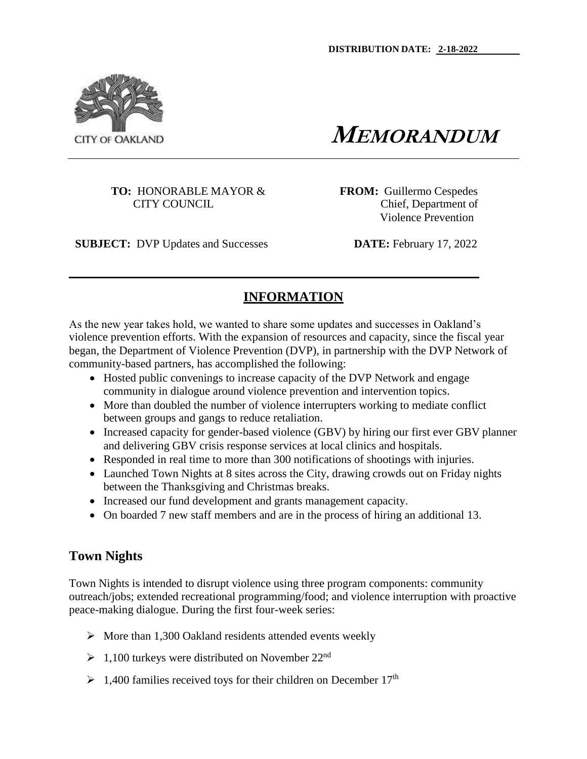**DISTRIBUTION DATE: 2-18-2022**

CITY OF OAKLAND

# MEMORANDUM

**TO:** HONORABLE MAYOR & CITY COUNCIL

**FROM:** Guillermo Cespedes
Chief, Department of Violence Prevention

**SUBJECT:** DVP Updates and Successes

**DATE:** February 17, 2022

## INFORMATION

As the new year takes hold, we wanted to share some updates and successes in Oakland's violence prevention efforts. With the expansion of resources and capacity, since the fiscal year began, the Department of Violence Prevention (DVP), in partnership with the DVP Network of community-based partners, has accomplished the following:

- Hosted public convenings to increase capacity of the DVP Network and engage community in dialogue around violence prevention and intervention topics.
- More than doubled the number of violence interrupters working to mediate conflict between groups and gangs to reduce retaliation.
- Increased capacity for gender-based violence (GBV) by hiring our first ever GBV planner and delivering GBV crisis response services at local clinics and hospitals.
- Responded in real time to more than 300 notifications of shootings with injuries.
- Launched Town Nights at 8 sites across the City, drawing crowds out on Friday nights between the Thanksgiving and Christmas breaks.
- Increased our fund development and grants management capacity.
- On boarded 7 new staff members and are in the process of hiring an additional 13.

## Town Nights

Town Nights is intended to disrupt violence using three program components: community outreach/jobs; extended recreational programming/food; and violence interruption with proactive peace-making dialogue. During the first four-week series:

- More than 1,300 Oakland residents attended events weekly
- 1,100 turkeys were distributed on November 22nd
- 1,400 families received toys for their children on December 17th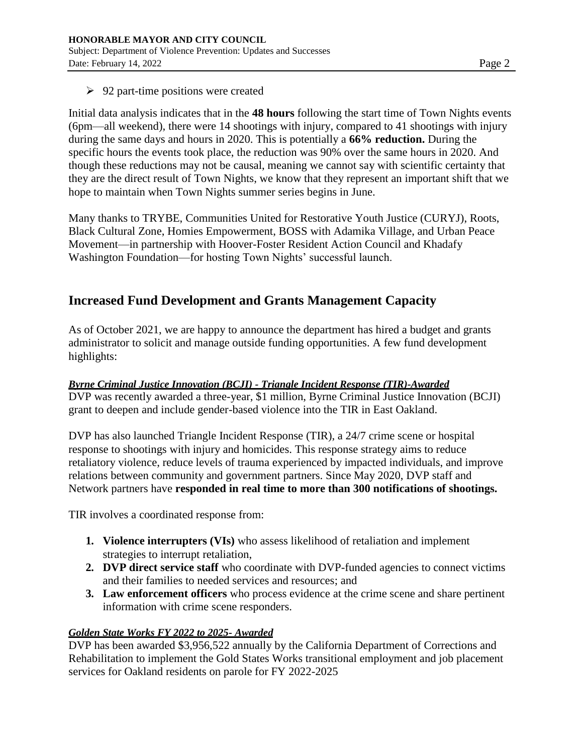- 92 part-time positions were created

Initial data analysis indicates that in the **48 hours** following the start time of Town Nights events (6pm—all weekend), there were 14 shootings with injury, compared to 41 shootings with injury during the same days and hours in 2020. This is potentially a **66% reduction.** During the specific hours the events took place, the reduction was 90% over the same hours in 2020. And though these reductions may not be causal, meaning we cannot say with scientific certainty that they are the direct result of Town Nights, we know that they represent an important shift that we hope to maintain when Town Nights summer series begins in June.

Many thanks to TRYBE, Communities United for Restorative Youth Justice (CURYJ), Roots, Black Cultural Zone, Homies Empowerment, BOSS with Adamika Village, and Urban Peace Movement—in partnership with Hoover-Foster Resident Action Council and Khadafy Washington Foundation—for hosting Town Nights' successful launch.

## Increased Fund Development and Grants Management Capacity

As of October 2021, we are happy to announce the department has hired a budget and grants administrator to solicit and manage outside funding opportunities. A few fund development highlights:

***Byrne Criminal Justice Innovation (BCJI) - Triangle Incident Response (TIR)-Awarded***

DVP was recently awarded a three-year, $1 million, Byrne Criminal Justice Innovation (BCJI) grant to deepen and include gender-based violence into the TIR in East Oakland.

DVP has also launched Triangle Incident Response (TIR), a 24/7 crime scene or hospital response to shootings with injury and homicides. This response strategy aims to reduce retaliatory violence, reduce levels of trauma experienced by impacted individuals, and improve relations between community and government partners. Since May 2020, DVP staff and Network partners have **responded in real time to more than 300 notifications of shootings.**

TIR involves a coordinated response from:

1. **Violence interrupters (VIs)** who assess likelihood of retaliation and implement strategies to interrupt retaliation,
2. **DVP direct service staff** who coordinate with DVP-funded agencies to connect victims and their families to needed services and resources; and
3. **Law enforcement officers** who process evidence at the crime scene and share pertinent information with crime scene responders.

***Golden State Works FY 2022 to 2025- Awarded***

DVP has been awarded $3,956,522 annually by the California Department of Corrections and Rehabilitation to implement the Gold States Works transitional employment and job placement services for Oakland residents on parole for FY 2022-2025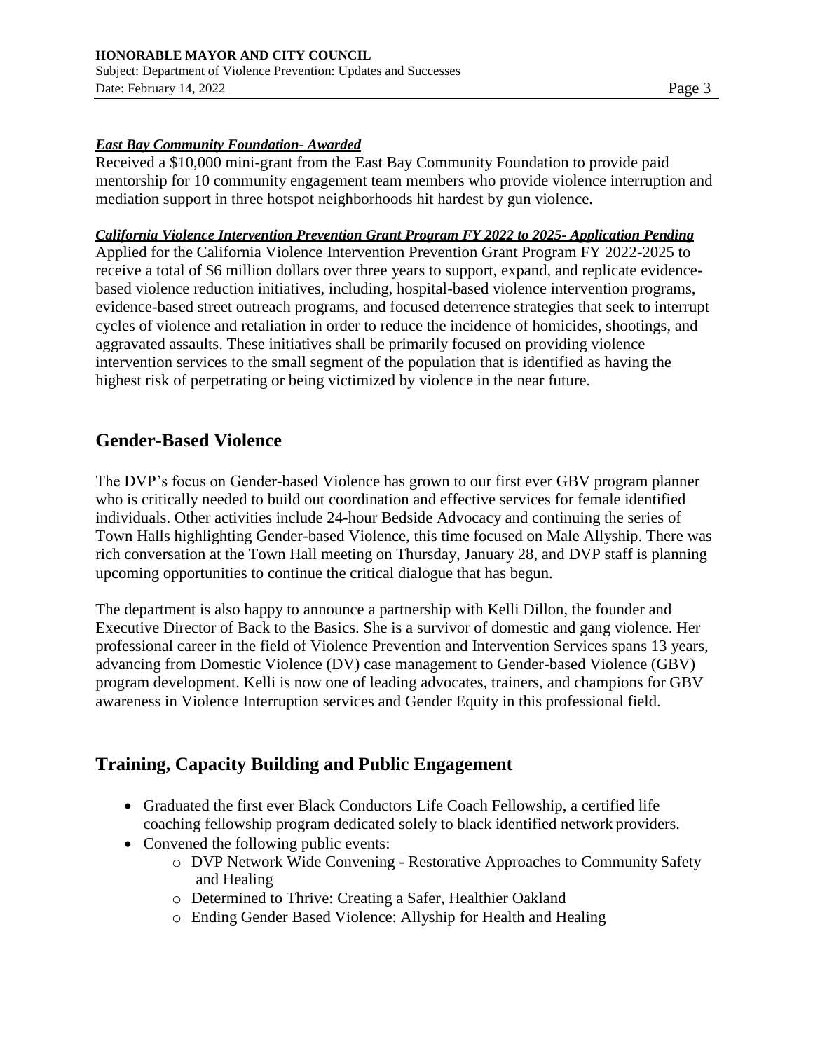***East Bay Community Foundation- Awarded***

Received a $10,000 mini-grant from the East Bay Community Foundation to provide paid mentorship for 10 community engagement team members who provide violence interruption and mediation support in three hotspot neighborhoods hit hardest by gun violence.

***California Violence Intervention Prevention Grant Program FY 2022 to 2025- Application Pending***

Applied for the California Violence Intervention Prevention Grant Program FY 2022-2025 to receive a total of $6 million dollars over three years to support, expand, and replicate evidence-based violence reduction initiatives, including, hospital-based violence intervention programs, evidence-based street outreach programs, and focused deterrence strategies that seek to interrupt cycles of violence and retaliation in order to reduce the incidence of homicides, shootings, and aggravated assaults. These initiatives shall be primarily focused on providing violence intervention services to the small segment of the population that is identified as having the highest risk of perpetrating or being victimized by violence in the near future.

## Gender-Based Violence

The DVP's focus on Gender-based Violence has grown to our first ever GBV program planner who is critically needed to build out coordination and effective services for female identified individuals. Other activities include 24-hour Bedside Advocacy and continuing the series of Town Halls highlighting Gender-based Violence, this time focused on Male Allyship. There was rich conversation at the Town Hall meeting on Thursday, January 28, and DVP staff is planning upcoming opportunities to continue the critical dialogue that has begun.

The department is also happy to announce a partnership with Kelli Dillon, the founder and Executive Director of Back to the Basics. She is a survivor of domestic and gang violence. Her professional career in the field of Violence Prevention and Intervention Services spans 13 years, advancing from Domestic Violence (DV) case management to Gender-based Violence (GBV) program development. Kelli is now one of leading advocates, trainers, and champions for GBV awareness in Violence Interruption services and Gender Equity in this professional field.

## Training, Capacity Building and Public Engagement

- Graduated the first ever Black Conductors Life Coach Fellowship, a certified life coaching fellowship program dedicated solely to black identified network providers.
- Convened the following public events:
  - DVP Network Wide Convening - Restorative Approaches to Community Safety and Healing
  - Determined to Thrive: Creating a Safer, Healthier Oakland
  - Ending Gender Based Violence: Allyship for Health and Healing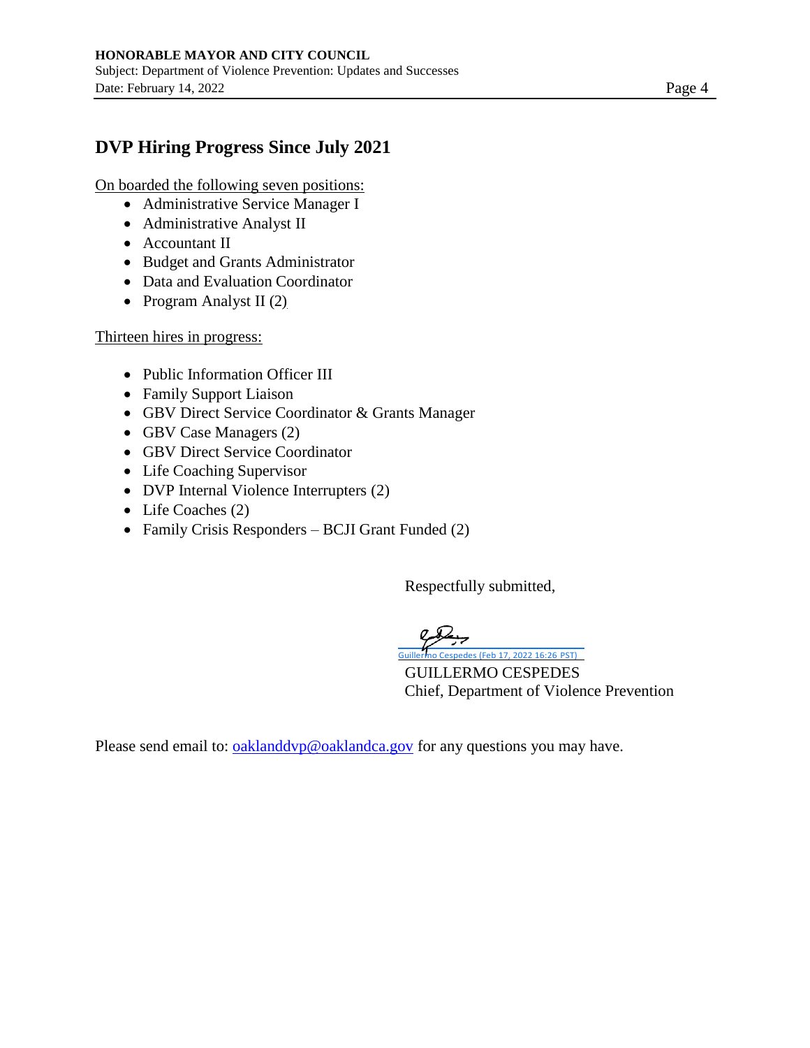## DVP Hiring Progress Since July 2021

On boarded the following seven positions:

- Administrative Service Manager I
- Administrative Analyst II
- Accountant II
- Budget and Grants Administrator
- Data and Evaluation Coordinator
- Program Analyst II (2)

Thirteen hires in progress:

- Public Information Officer III
- Family Support Liaison
- GBV Direct Service Coordinator & Grants Manager
- GBV Case Managers (2)
- GBV Direct Service Coordinator
- Life Coaching Supervisor
- DVP Internal Violence Interrupters (2)
- Life Coaches (2)
- Family Crisis Responders – BCJI Grant Funded (2)

Respectfully submitted,

Guillermo Cespedes (Feb 17, 2022 16:26 PST)

GUILLERMO CESPEDES
Chief, Department of Violence Prevention

Please send email to: oaklanddvp@oaklandca.gov for any questions you may have.